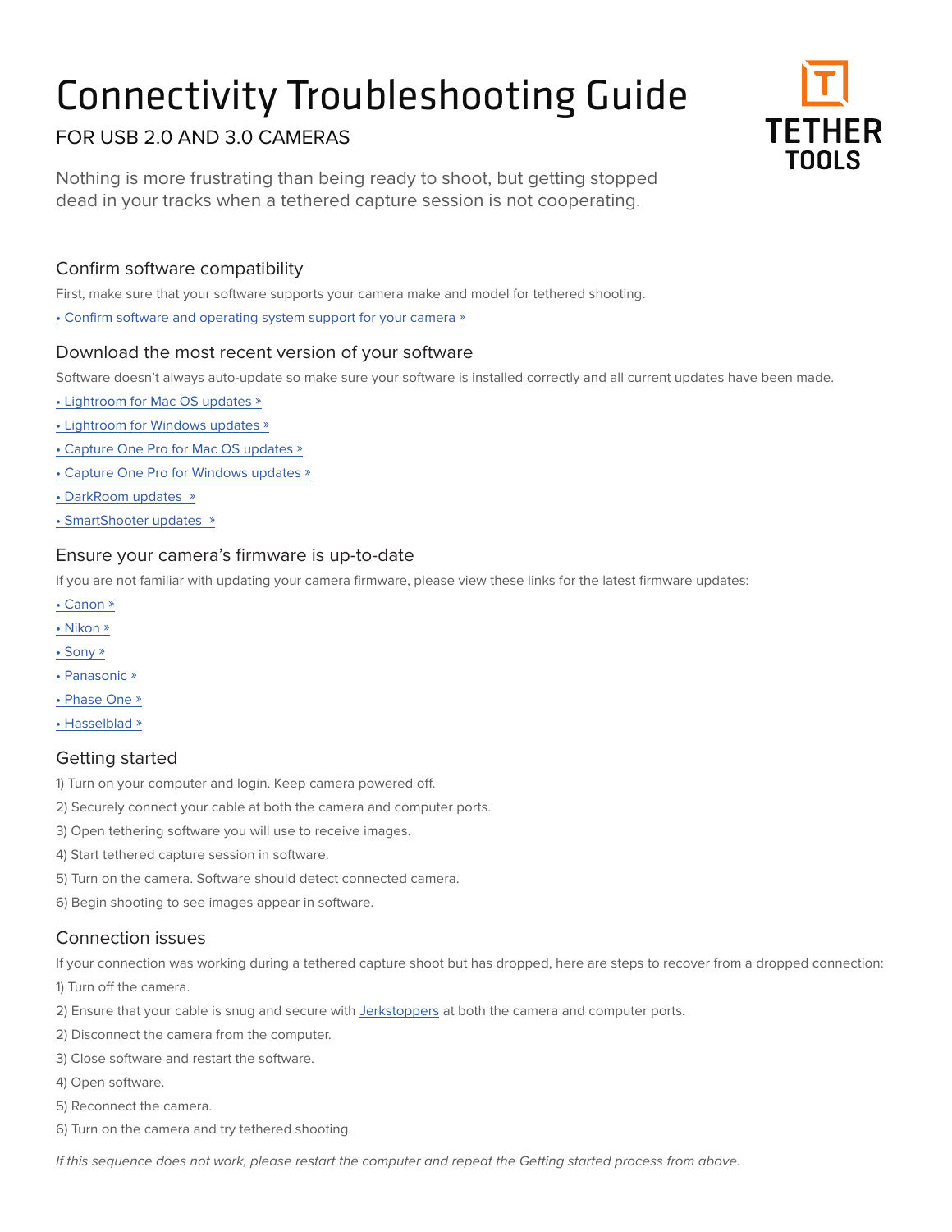# Connectivity Troubleshooting Guide

FOR USB 2.0 AND 3.0 CAMERAS

TETHER TOOLS

Nothing is more frustrating than being ready to shoot, but getting stopped dead in your tracks when a tethered capture session is not cooperating.

## Confirm software compatibility

First, make sure that your software supports your camera make and model for tethered shooting.

• Confirm software and operating system support for your camera »

## Download the most recent version of your software

Software doesn't always auto-update so make sure your software is installed correctly and all current updates have been made.

• Lightroom for Mac OS updates »

• Lightroom for Windows updates »

• Capture One Pro for Mac OS updates »

• Capture One Pro for Windows updates »

• DarkRoom updates »

• SmartShooter updates »

## Ensure your camera's firmware is up-to-date

If you are not familiar with updating your camera firmware, please view these links for the latest firmware updates:

• Canon »

• Nikon »

• Sony »

• Panasonic »

• Phase One »

• Hasselblad »

## Getting started

1) Turn on your computer and login. Keep camera powered off.

2) Securely connect your cable at both the camera and computer ports.

3) Open tethering software you will use to receive images.

4) Start tethered capture session in software.

5) Turn on the camera. Software should detect connected camera.

6) Begin shooting to see images appear in software.

## Connection issues

If your connection was working during a tethered capture shoot but has dropped, here are steps to recover from a dropped connection:

1) Turn off the camera.

2) Ensure that your cable is snug and secure with Jerkstoppers at both the camera and computer ports.

2) Disconnect the camera from the computer.

3) Close software and restart the software.

4) Open software.

5) Reconnect the camera.

6) Turn on the camera and try tethered shooting.

*If this sequence does not work, please restart the computer and repeat the Getting started process from above.*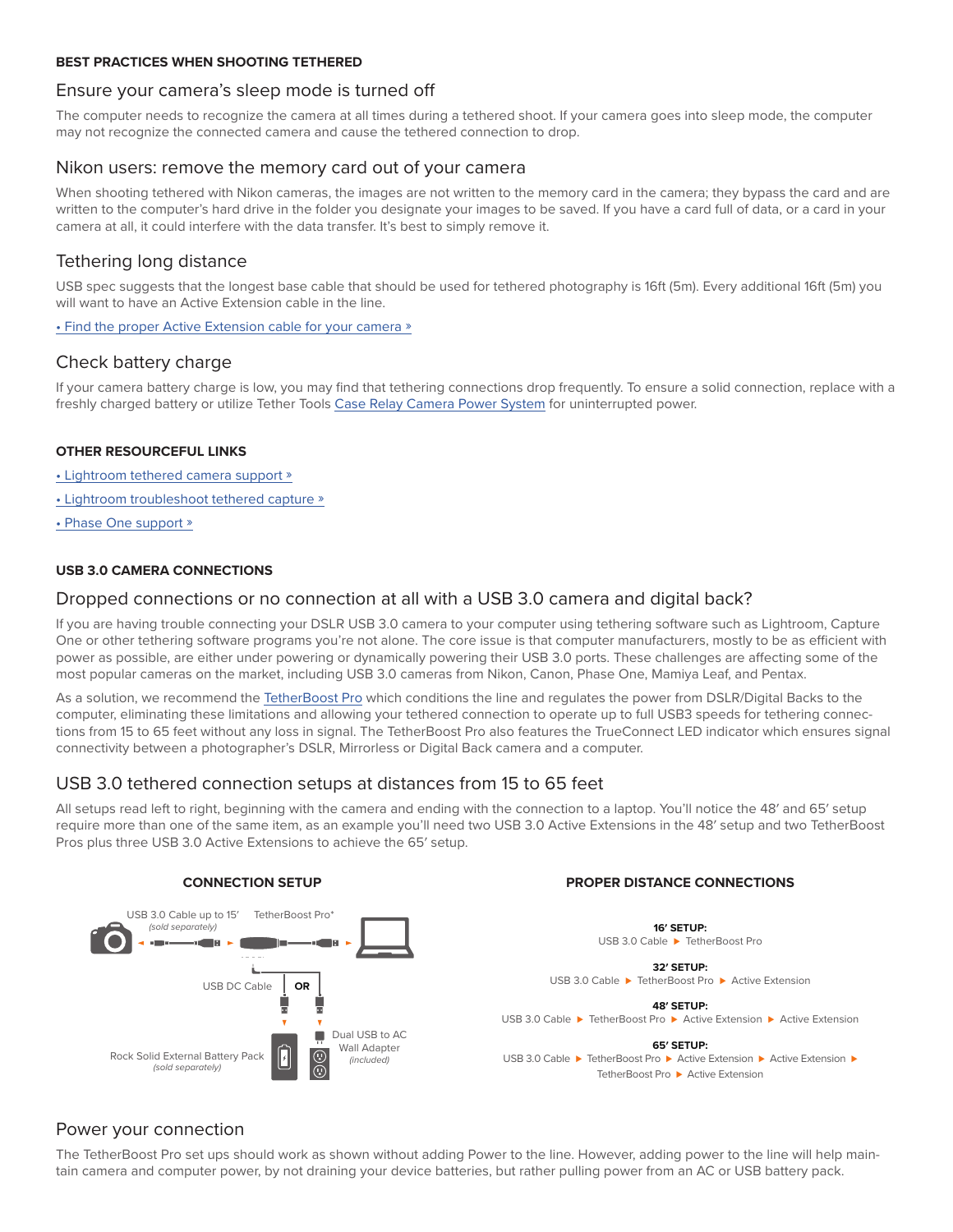**BEST PRACTICES WHEN SHOOTING TETHERED**

## Ensure your camera's sleep mode is turned off

The computer needs to recognize the camera at all times during a tethered shoot. If your camera goes into sleep mode, the computer may not recognize the connected camera and cause the tethered connection to drop.

## Nikon users: remove the memory card out of your camera

When shooting tethered with Nikon cameras, the images are not written to the memory card in the camera; they bypass the card and are written to the computer's hard drive in the folder you designate your images to be saved. If you have a card full of data, or a card in your camera at all, it could interfere with the data transfer. It's best to simply remove it.

## Tethering long distance

USB spec suggests that the longest base cable that should be used for tethered photography is 16ft (5m). Every additional 16ft (5m) you will want to have an Active Extension cable in the line.

• Find the proper Active Extension cable for your camera »

## Check battery charge

If your camera battery charge is low, you may find that tethering connections drop frequently. To ensure a solid connection, replace with a freshly charged battery or utilize Tether Tools Case Relay Camera Power System for uninterrupted power.

**OTHER RESOURCEFUL LINKS**

• Lightroom tethered camera support »

• Lightroom troubleshoot tethered capture »

• Phase One support »

**USB 3.0 CAMERA CONNECTIONS**

## Dropped connections or no connection at all with a USB 3.0 camera and digital back?

If you are having trouble connecting your DSLR USB 3.0 camera to your computer using tethering software such as Lightroom, Capture One or other tethering software programs you're not alone. The core issue is that computer manufacturers, mostly to be as efficient with power as possible, are either under powering or dynamically powering their USB 3.0 ports. These challenges are affecting some of the most popular cameras on the market, including USB 3.0 cameras from Nikon, Canon, Phase One, Mamiya Leaf, and Pentax.

As a solution, we recommend the TetherBoost Pro which conditions the line and regulates the power from DSLR/Digital Backs to the computer, eliminating these limitations and allowing your tethered connection to operate up to full USB3 speeds for tethering connections from 15 to 65 feet without any loss in signal. The TetherBoost Pro also features the TrueConnect LED indicator which ensures signal connectivity between a photographer's DSLR, Mirrorless or Digital Back camera and a computer.

## USB 3.0 tethered connection setups at distances from 15 to 65 feet

All setups read left to right, beginning with the camera and ending with the connection to a laptop. You'll notice the 48′ and 65′ setup require more than one of the same item, as an example you'll need two USB 3.0 Active Extensions in the 48′ setup and two TetherBoost Pros plus three USB 3.0 Active Extensions to achieve the 65′ setup.

**CONNECTION SETUP**

USB 3.0 Cable up to 15′ *(sold separately)*

TetherBoost Pro*

USB DC Cable

OR

Rock Solid External Battery Pack *(sold separately)*

Dual USB to AC Wall Adapter *(included)*

**PROPER DISTANCE CONNECTIONS**

**16′ SETUP:**
USB 3.0 Cable ▶ TetherBoost Pro

**32′ SETUP:**
USB 3.0 Cable ▶ TetherBoost Pro ▶ Active Extension

**48′ SETUP:**
USB 3.0 Cable ▶ TetherBoost Pro ▶ Active Extension ▶ Active Extension

**65′ SETUP:**
USB 3.0 Cable ▶ TetherBoost Pro ▶ Active Extension ▶ Active Extension ▶ TetherBoost Pro ▶ Active Extension

## Power your connection

The TetherBoost Pro set ups should work as shown without adding Power to the line. However, adding power to the line will help maintain camera and computer power, by not draining your device batteries, but rather pulling power from an AC or USB battery pack.